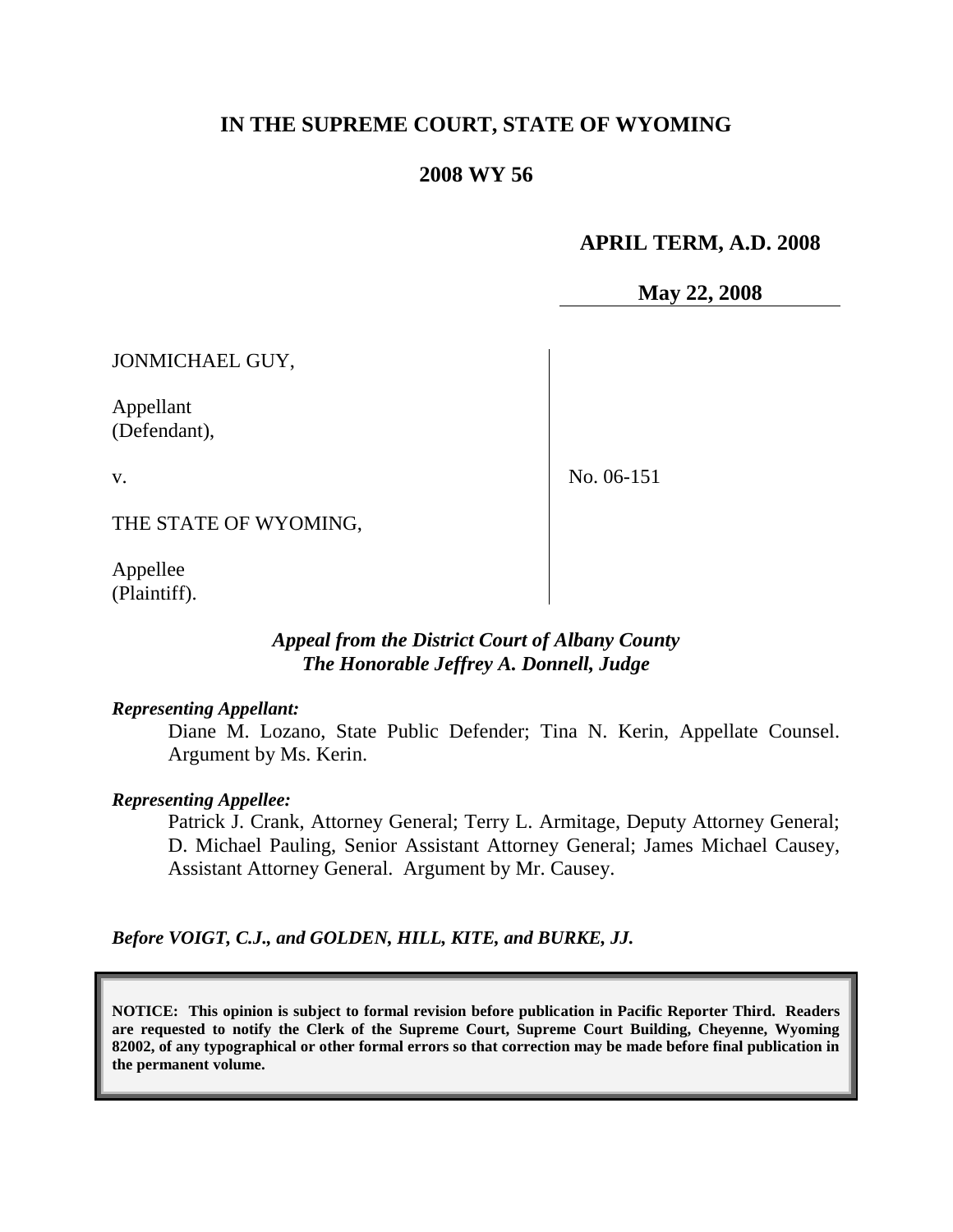# IN THE SUPREME COURT, STATE OF WYOMING

## 2008 WY 56

**APRIL TERM, A.D. 2008**

**May 22, 2008**

JONMICHAEL GUY,

Appellant
(Defendant),

v.

THE STATE OF WYOMING,

Appellee
(Plaintiff).

No. 06-151

***Appeal from the District Court of Albany County***
***The Honorable Jeffrey A. Donnell, Judge***

***Representing Appellant:***

Diane M. Lozano, State Public Defender; Tina N. Kerin, Appellate Counsel. Argument by Ms. Kerin.

***Representing Appellee:***

Patrick J. Crank, Attorney General; Terry L. Armitage, Deputy Attorney General; D. Michael Pauling, Senior Assistant Attorney General; James Michael Causey, Assistant Attorney General. Argument by Mr. Causey.

***Before VOIGT, C.J., and GOLDEN, HILL, KITE, and BURKE, JJ.***

**NOTICE: This opinion is subject to formal revision before publication in Pacific Reporter Third. Readers are requested to notify the Clerk of the Supreme Court, Supreme Court Building, Cheyenne, Wyoming 82002, of any typographical or other formal errors so that correction may be made before final publication in the permanent volume.**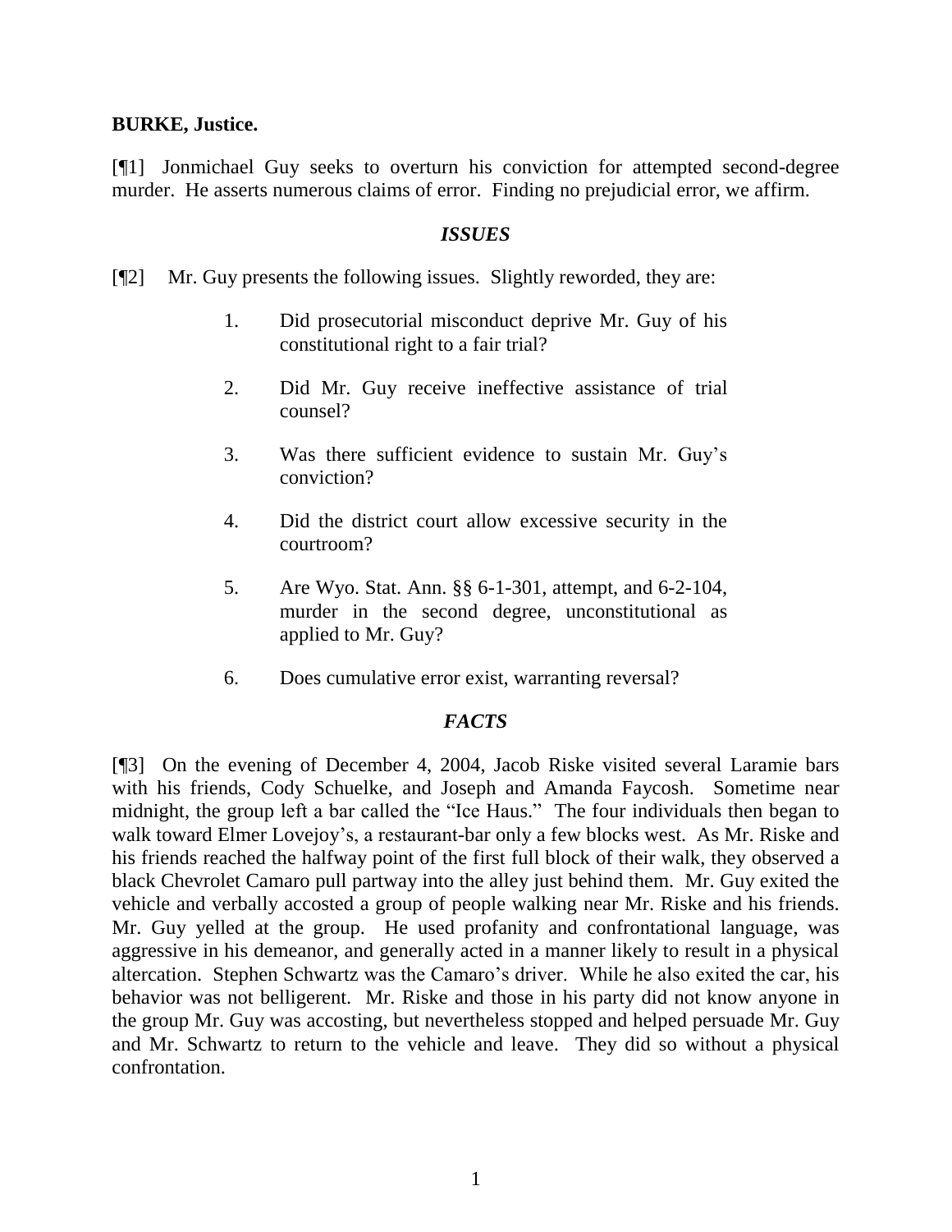**BURKE, Justice.**

[¶1] Jonmichael Guy seeks to overturn his conviction for attempted second-degree murder. He asserts numerous claims of error. Finding no prejudicial error, we affirm.

### *ISSUES*

[¶2] Mr. Guy presents the following issues. Slightly reworded, they are:

1. Did prosecutorial misconduct deprive Mr. Guy of his constitutional right to a fair trial?

2. Did Mr. Guy receive ineffective assistance of trial counsel?

3. Was there sufficient evidence to sustain Mr. Guy's conviction?

4. Did the district court allow excessive security in the courtroom?

5. Are Wyo. Stat. Ann. §§ 6-1-301, attempt, and 6-2-104, murder in the second degree, unconstitutional as applied to Mr. Guy?

6. Does cumulative error exist, warranting reversal?

### *FACTS*

[¶3] On the evening of December 4, 2004, Jacob Riske visited several Laramie bars with his friends, Cody Schuelke, and Joseph and Amanda Faycosh. Sometime near midnight, the group left a bar called the "Ice Haus." The four individuals then began to walk toward Elmer Lovejoy's, a restaurant-bar only a few blocks west. As Mr. Riske and his friends reached the halfway point of the first full block of their walk, they observed a black Chevrolet Camaro pull partway into the alley just behind them. Mr. Guy exited the vehicle and verbally accosted a group of people walking near Mr. Riske and his friends. Mr. Guy yelled at the group. He used profanity and confrontational language, was aggressive in his demeanor, and generally acted in a manner likely to result in a physical altercation. Stephen Schwartz was the Camaro's driver. While he also exited the car, his behavior was not belligerent. Mr. Riske and those in his party did not know anyone in the group Mr. Guy was accosting, but nevertheless stopped and helped persuade Mr. Guy and Mr. Schwartz to return to the vehicle and leave. They did so without a physical confrontation.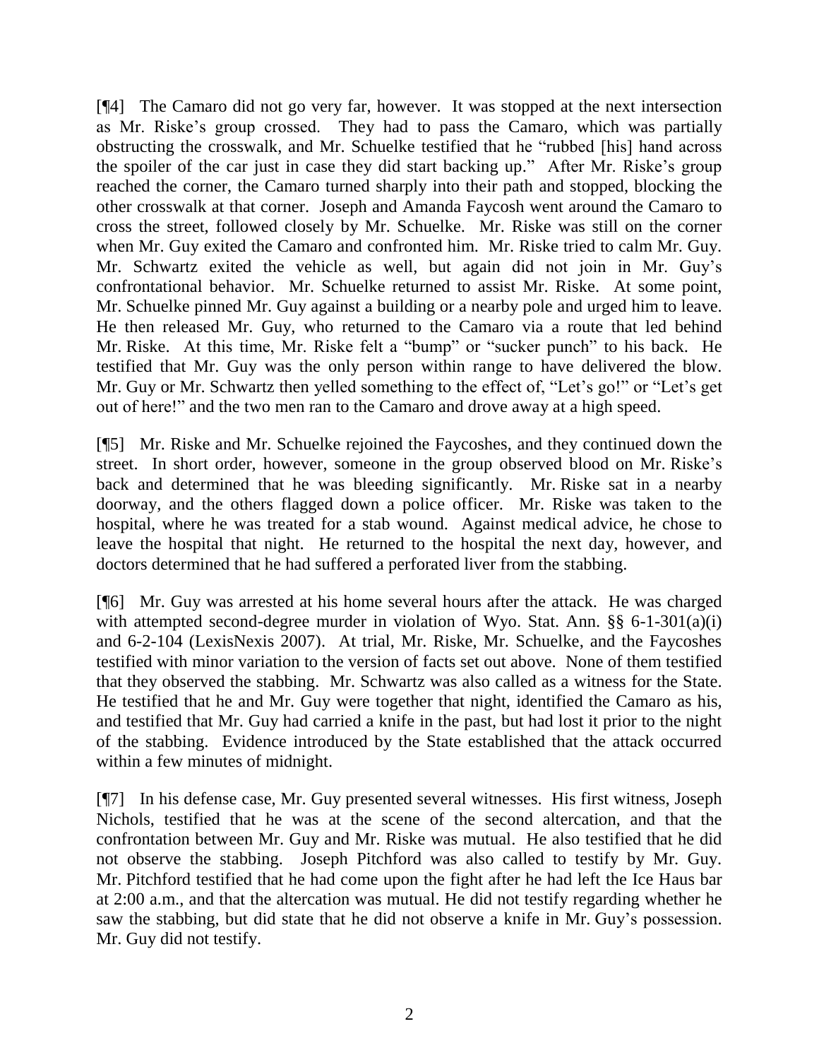[¶4] The Camaro did not go very far, however. It was stopped at the next intersection as Mr. Riske's group crossed. They had to pass the Camaro, which was partially obstructing the crosswalk, and Mr. Schuelke testified that he "rubbed [his] hand across the spoiler of the car just in case they did start backing up." After Mr. Riske's group reached the corner, the Camaro turned sharply into their path and stopped, blocking the other crosswalk at that corner. Joseph and Amanda Faycosh went around the Camaro to cross the street, followed closely by Mr. Schuelke. Mr. Riske was still on the corner when Mr. Guy exited the Camaro and confronted him. Mr. Riske tried to calm Mr. Guy. Mr. Schwartz exited the vehicle as well, but again did not join in Mr. Guy's confrontational behavior. Mr. Schuelke returned to assist Mr. Riske. At some point, Mr. Schuelke pinned Mr. Guy against a building or a nearby pole and urged him to leave. He then released Mr. Guy, who returned to the Camaro via a route that led behind Mr. Riske. At this time, Mr. Riske felt a "bump" or "sucker punch" to his back. He testified that Mr. Guy was the only person within range to have delivered the blow. Mr. Guy or Mr. Schwartz then yelled something to the effect of, "Let's go!" or "Let's get out of here!" and the two men ran to the Camaro and drove away at a high speed.

[¶5] Mr. Riske and Mr. Schuelke rejoined the Faycoshes, and they continued down the street. In short order, however, someone in the group observed blood on Mr. Riske's back and determined that he was bleeding significantly. Mr. Riske sat in a nearby doorway, and the others flagged down a police officer. Mr. Riske was taken to the hospital, where he was treated for a stab wound. Against medical advice, he chose to leave the hospital that night. He returned to the hospital the next day, however, and doctors determined that he had suffered a perforated liver from the stabbing.

[¶6] Mr. Guy was arrested at his home several hours after the attack. He was charged with attempted second-degree murder in violation of Wyo. Stat. Ann. §§ 6-1-301(a)(i) and 6-2-104 (LexisNexis 2007). At trial, Mr. Riske, Mr. Schuelke, and the Faycoshes testified with minor variation to the version of facts set out above. None of them testified that they observed the stabbing. Mr. Schwartz was also called as a witness for the State. He testified that he and Mr. Guy were together that night, identified the Camaro as his, and testified that Mr. Guy had carried a knife in the past, but had lost it prior to the night of the stabbing. Evidence introduced by the State established that the attack occurred within a few minutes of midnight.

[¶7] In his defense case, Mr. Guy presented several witnesses. His first witness, Joseph Nichols, testified that he was at the scene of the second altercation, and that the confrontation between Mr. Guy and Mr. Riske was mutual. He also testified that he did not observe the stabbing. Joseph Pitchford was also called to testify by Mr. Guy. Mr. Pitchford testified that he had come upon the fight after he had left the Ice Haus bar at 2:00 a.m., and that the altercation was mutual. He did not testify regarding whether he saw the stabbing, but did state that he did not observe a knife in Mr. Guy's possession. Mr. Guy did not testify.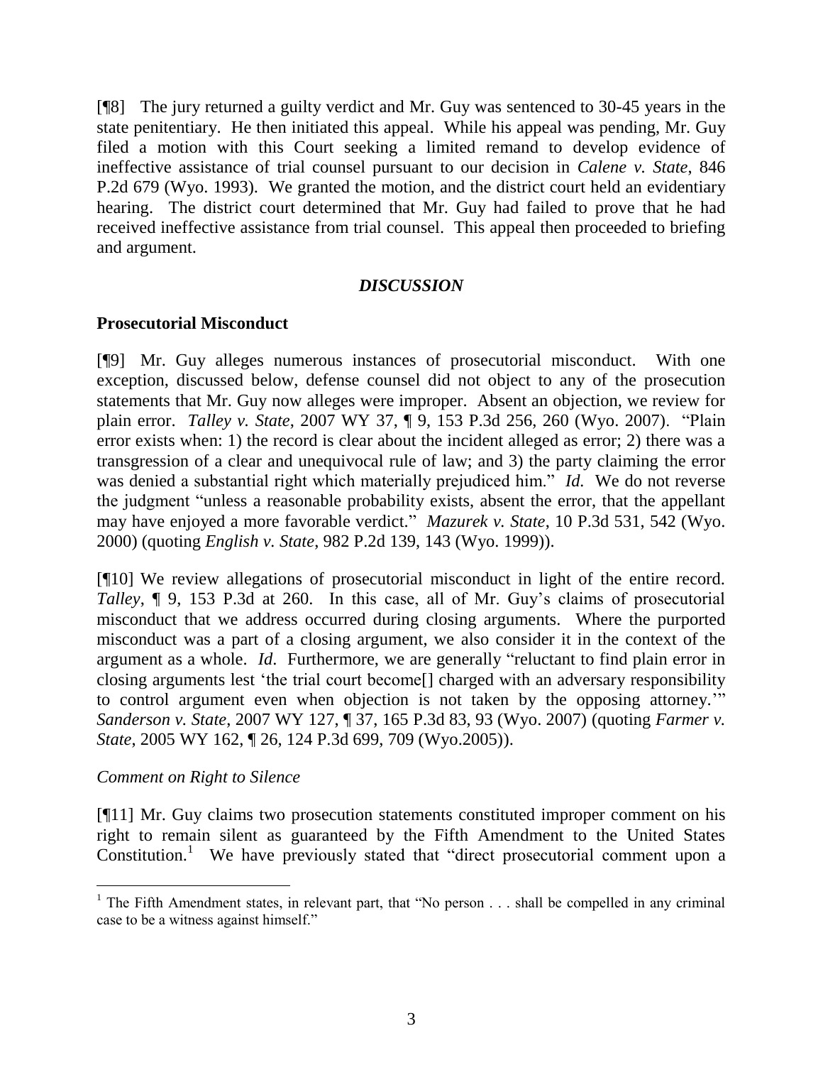[¶8] The jury returned a guilty verdict and Mr. Guy was sentenced to 30-45 years in the state penitentiary. He then initiated this appeal. While his appeal was pending, Mr. Guy filed a motion with this Court seeking a limited remand to develop evidence of ineffective assistance of trial counsel pursuant to our decision in *Calene v. State*, 846 P.2d 679 (Wyo. 1993). We granted the motion, and the district court held an evidentiary hearing. The district court determined that Mr. Guy had failed to prove that he had received ineffective assistance from trial counsel. This appeal then proceeded to briefing and argument.

## *DISCUSSION*

### Prosecutorial Misconduct

[¶9] Mr. Guy alleges numerous instances of prosecutorial misconduct. With one exception, discussed below, defense counsel did not object to any of the prosecution statements that Mr. Guy now alleges were improper. Absent an objection, we review for plain error. *Talley v. State*, 2007 WY 37, ¶ 9, 153 P.3d 256, 260 (Wyo. 2007). "Plain error exists when: 1) the record is clear about the incident alleged as error; 2) there was a transgression of a clear and unequivocal rule of law; and 3) the party claiming the error was denied a substantial right which materially prejudiced him." *Id.* We do not reverse the judgment "unless a reasonable probability exists, absent the error, that the appellant may have enjoyed a more favorable verdict." *Mazurek v. State*, 10 P.3d 531, 542 (Wyo. 2000) (quoting *English v. State*, 982 P.2d 139, 143 (Wyo. 1999)).

[¶10] We review allegations of prosecutorial misconduct in light of the entire record. *Talley*, ¶ 9, 153 P.3d at 260. In this case, all of Mr. Guy's claims of prosecutorial misconduct that we address occurred during closing arguments. Where the purported misconduct was a part of a closing argument, we also consider it in the context of the argument as a whole. *Id*. Furthermore, we are generally "reluctant to find plain error in closing arguments lest 'the trial court become[] charged with an adversary responsibility to control argument even when objection is not taken by the opposing attorney.'" *Sanderson v. State*, 2007 WY 127, ¶ 37, 165 P.3d 83, 93 (Wyo. 2007) (quoting *Farmer v. State*, 2005 WY 162, ¶ 26, 124 P.3d 699, 709 (Wyo.2005)).

*Comment on Right to Silence*

[¶11] Mr. Guy claims two prosecution statements constituted improper comment on his right to remain silent as guaranteed by the Fifth Amendment to the United States Constitution.[1] We have previously stated that "direct prosecutorial comment upon a

[1] The Fifth Amendment states, in relevant part, that "No person . . . shall be compelled in any criminal case to be a witness against himself."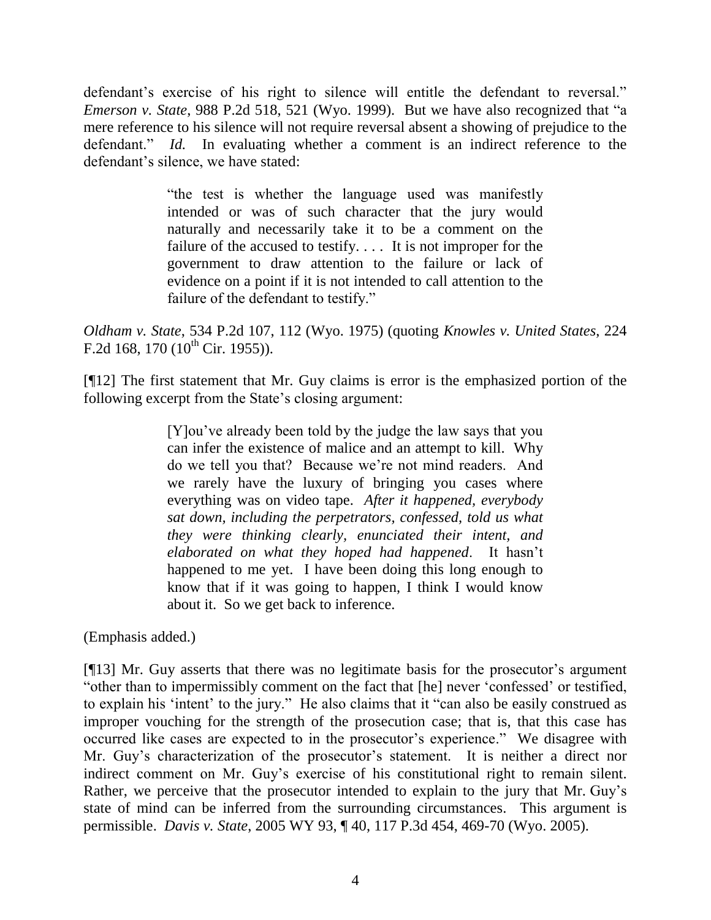defendant's exercise of his right to silence will entitle the defendant to reversal." *Emerson v. State*, 988 P.2d 518, 521 (Wyo. 1999). But we have also recognized that "a mere reference to his silence will not require reversal absent a showing of prejudice to the defendant." *Id.* In evaluating whether a comment is an indirect reference to the defendant's silence, we have stated:

> "the test is whether the language used was manifestly intended or was of such character that the jury would naturally and necessarily take it to be a comment on the failure of the accused to testify. . . . It is not improper for the government to draw attention to the failure or lack of evidence on a point if it is not intended to call attention to the failure of the defendant to testify."

*Oldham v. State*, 534 P.2d 107, 112 (Wyo. 1975) (quoting *Knowles v. United States*, 224 F.2d 168, 170 (10th Cir. 1955)).

[¶12] The first statement that Mr. Guy claims is error is the emphasized portion of the following excerpt from the State's closing argument:

> [Y]ou've already been told by the judge the law says that you can infer the existence of malice and an attempt to kill. Why do we tell you that? Because we're not mind readers. And we rarely have the luxury of bringing you cases where everything was on video tape. *After it happened, everybody sat down, including the perpetrators, confessed, told us what they were thinking clearly, enunciated their intent, and elaborated on what they hoped had happened*. It hasn't happened to me yet. I have been doing this long enough to know that if it was going to happen, I think I would know about it. So we get back to inference.

(Emphasis added.)

[¶13] Mr. Guy asserts that there was no legitimate basis for the prosecutor's argument "other than to impermissibly comment on the fact that [he] never 'confessed' or testified, to explain his 'intent' to the jury." He also claims that it "can also be easily construed as improper vouching for the strength of the prosecution case; that is, that this case has occurred like cases are expected to in the prosecutor's experience." We disagree with Mr. Guy's characterization of the prosecutor's statement. It is neither a direct nor indirect comment on Mr. Guy's exercise of his constitutional right to remain silent. Rather, we perceive that the prosecutor intended to explain to the jury that Mr. Guy's state of mind can be inferred from the surrounding circumstances. This argument is permissible. *Davis v. State*, 2005 WY 93, ¶ 40, 117 P.3d 454, 469-70 (Wyo. 2005).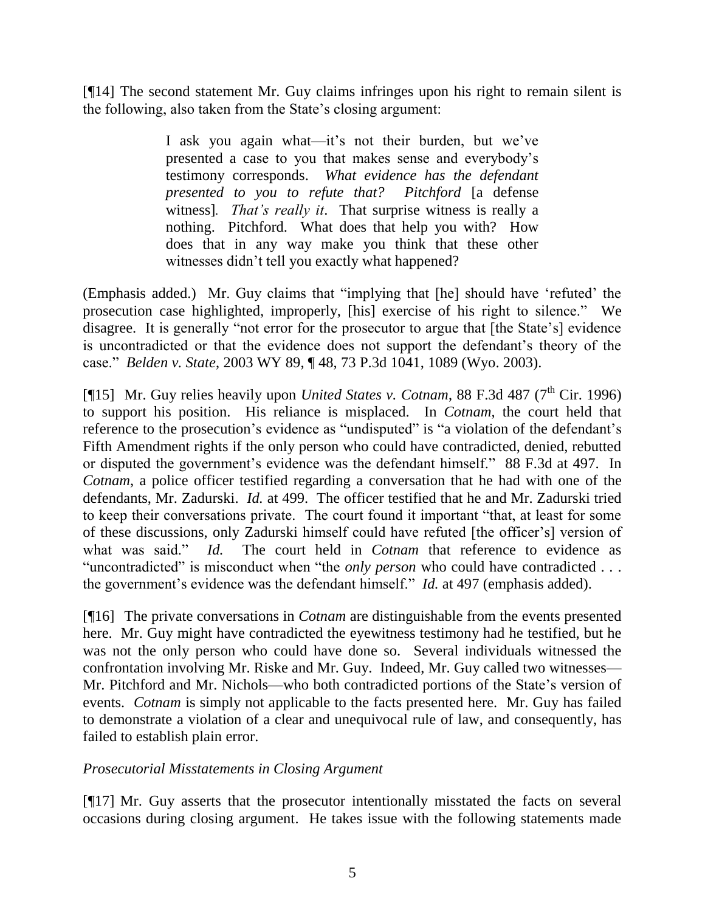[¶14] The second statement Mr. Guy claims infringes upon his right to remain silent is the following, also taken from the State's closing argument:

> I ask you again what—it's not their burden, but we've presented a case to you that makes sense and everybody's testimony corresponds. *What evidence has the defendant presented to you to refute that? Pitchford* [a defense witness]. *That's really it*. That surprise witness is really a nothing. Pitchford. What does that help you with? How does that in any way make you think that these other witnesses didn't tell you exactly what happened?

(Emphasis added.) Mr. Guy claims that "implying that [he] should have 'refuted' the prosecution case highlighted, improperly, [his] exercise of his right to silence." We disagree. It is generally "not error for the prosecutor to argue that [the State's] evidence is uncontradicted or that the evidence does not support the defendant's theory of the case." *Belden v. State*, 2003 WY 89, ¶ 48, 73 P.3d 1041, 1089 (Wyo. 2003).

[¶15] Mr. Guy relies heavily upon *United States v. Cotnam*, 88 F.3d 487 (7th Cir. 1996) to support his position. His reliance is misplaced. In *Cotnam*, the court held that reference to the prosecution's evidence as "undisputed" is "a violation of the defendant's Fifth Amendment rights if the only person who could have contradicted, denied, rebutted or disputed the government's evidence was the defendant himself." 88 F.3d at 497. In *Cotnam*, a police officer testified regarding a conversation that he had with one of the defendants, Mr. Zadurski. *Id.* at 499. The officer testified that he and Mr. Zadurski tried to keep their conversations private. The court found it important "that, at least for some of these discussions, only Zadurski himself could have refuted [the officer's] version of what was said." *Id.* The court held in *Cotnam* that reference to evidence as "uncontradicted" is misconduct when "the *only person* who could have contradicted . . . the government's evidence was the defendant himself." *Id.* at 497 (emphasis added).

[¶16] The private conversations in *Cotnam* are distinguishable from the events presented here. Mr. Guy might have contradicted the eyewitness testimony had he testified, but he was not the only person who could have done so. Several individuals witnessed the confrontation involving Mr. Riske and Mr. Guy. Indeed, Mr. Guy called two witnesses—Mr. Pitchford and Mr. Nichols—who both contradicted portions of the State's version of events. *Cotnam* is simply not applicable to the facts presented here. Mr. Guy has failed to demonstrate a violation of a clear and unequivocal rule of law, and consequently, has failed to establish plain error.

*Prosecutorial Misstatements in Closing Argument*

[¶17] Mr. Guy asserts that the prosecutor intentionally misstated the facts on several occasions during closing argument. He takes issue with the following statements made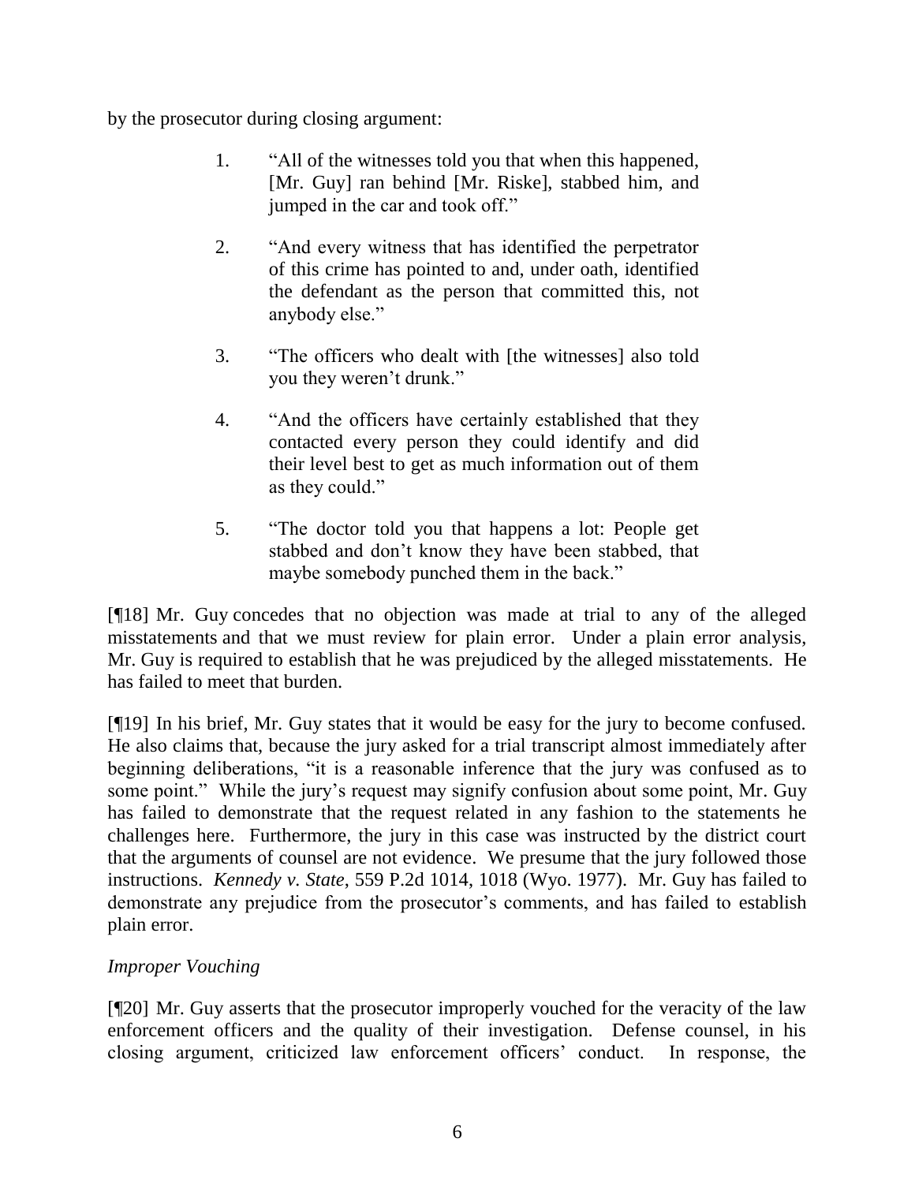by the prosecutor during closing argument:

> 1. "All of the witnesses told you that when this happened, [Mr. Guy] ran behind [Mr. Riske], stabbed him, and jumped in the car and took off."
>
> 2. "And every witness that has identified the perpetrator of this crime has pointed to and, under oath, identified the defendant as the person that committed this, not anybody else."
>
> 3. "The officers who dealt with [the witnesses] also told you they weren't drunk."
>
> 4. "And the officers have certainly established that they contacted every person they could identify and did their level best to get as much information out of them as they could."
>
> 5. "The doctor told you that happens a lot: People get stabbed and don't know they have been stabbed, that maybe somebody punched them in the back."

[¶18] Mr. Guy concedes that no objection was made at trial to any of the alleged misstatements and that we must review for plain error. Under a plain error analysis, Mr. Guy is required to establish that he was prejudiced by the alleged misstatements. He has failed to meet that burden.

[¶19] In his brief, Mr. Guy states that it would be easy for the jury to become confused. He also claims that, because the jury asked for a trial transcript almost immediately after beginning deliberations, "it is a reasonable inference that the jury was confused as to some point." While the jury's request may signify confusion about some point, Mr. Guy has failed to demonstrate that the request related in any fashion to the statements he challenges here. Furthermore, the jury in this case was instructed by the district court that the arguments of counsel are not evidence. We presume that the jury followed those instructions. *Kennedy v. State*, 559 P.2d 1014, 1018 (Wyo. 1977). Mr. Guy has failed to demonstrate any prejudice from the prosecutor's comments, and has failed to establish plain error.

*Improper Vouching*

[¶20] Mr. Guy asserts that the prosecutor improperly vouched for the veracity of the law enforcement officers and the quality of their investigation. Defense counsel, in his closing argument, criticized law enforcement officers' conduct. In response, the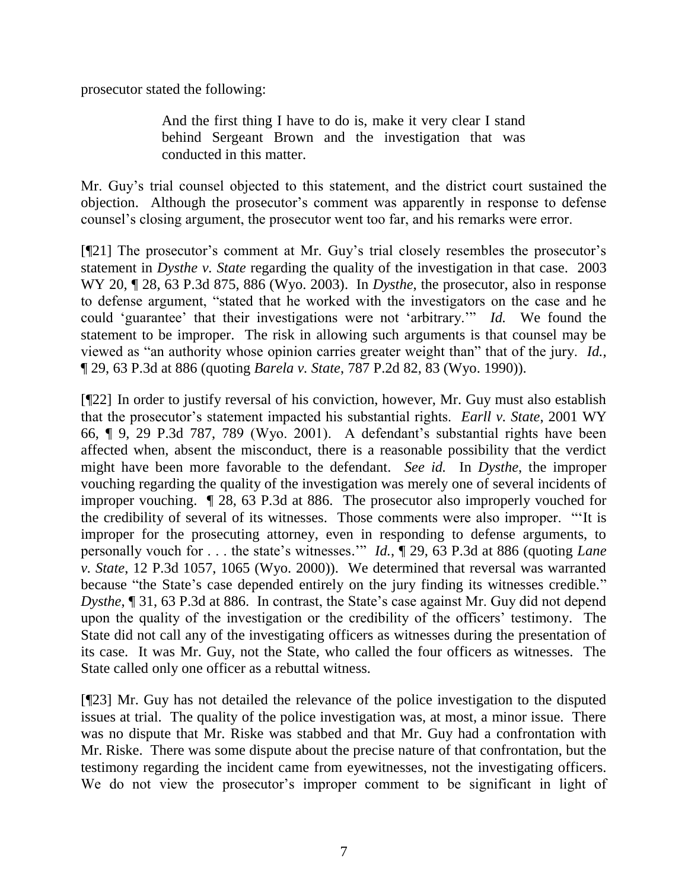prosecutor stated the following:

> And the first thing I have to do is, make it very clear I stand behind Sergeant Brown and the investigation that was conducted in this matter.

Mr. Guy's trial counsel objected to this statement, and the district court sustained the objection. Although the prosecutor's comment was apparently in response to defense counsel's closing argument, the prosecutor went too far, and his remarks were error.

[¶21] The prosecutor's comment at Mr. Guy's trial closely resembles the prosecutor's statement in *Dysthe v. State* regarding the quality of the investigation in that case. 2003 WY 20, ¶ 28, 63 P.3d 875, 886 (Wyo. 2003). In *Dysthe*, the prosecutor, also in response to defense argument, "stated that he worked with the investigators on the case and he could 'guarantee' that their investigations were not 'arbitrary.'" *Id.* We found the statement to be improper. The risk in allowing such arguments is that counsel may be viewed as "an authority whose opinion carries greater weight than" that of the jury. *Id.*, ¶ 29, 63 P.3d at 886 (quoting *Barela v. State*, 787 P.2d 82, 83 (Wyo. 1990)).

[¶22] In order to justify reversal of his conviction, however, Mr. Guy must also establish that the prosecutor's statement impacted his substantial rights. *Earll v. State*, 2001 WY 66, ¶ 9, 29 P.3d 787, 789 (Wyo. 2001). A defendant's substantial rights have been affected when, absent the misconduct, there is a reasonable possibility that the verdict might have been more favorable to the defendant. *See id.* In *Dysthe*, the improper vouching regarding the quality of the investigation was merely one of several incidents of improper vouching. ¶ 28, 63 P.3d at 886. The prosecutor also improperly vouched for the credibility of several of its witnesses. Those comments were also improper. "'It is improper for the prosecuting attorney, even in responding to defense arguments, to personally vouch for . . . the state's witnesses.'" *Id.*, ¶ 29, 63 P.3d at 886 (quoting *Lane v. State*, 12 P.3d 1057, 1065 (Wyo. 2000)). We determined that reversal was warranted because "the State's case depended entirely on the jury finding its witnesses credible." *Dysthe*, ¶ 31, 63 P.3d at 886. In contrast, the State's case against Mr. Guy did not depend upon the quality of the investigation or the credibility of the officers' testimony. The State did not call any of the investigating officers as witnesses during the presentation of its case. It was Mr. Guy, not the State, who called the four officers as witnesses. The State called only one officer as a rebuttal witness.

[¶23] Mr. Guy has not detailed the relevance of the police investigation to the disputed issues at trial. The quality of the police investigation was, at most, a minor issue. There was no dispute that Mr. Riske was stabbed and that Mr. Guy had a confrontation with Mr. Riske. There was some dispute about the precise nature of that confrontation, but the testimony regarding the incident came from eyewitnesses, not the investigating officers. We do not view the prosecutor's improper comment to be significant in light of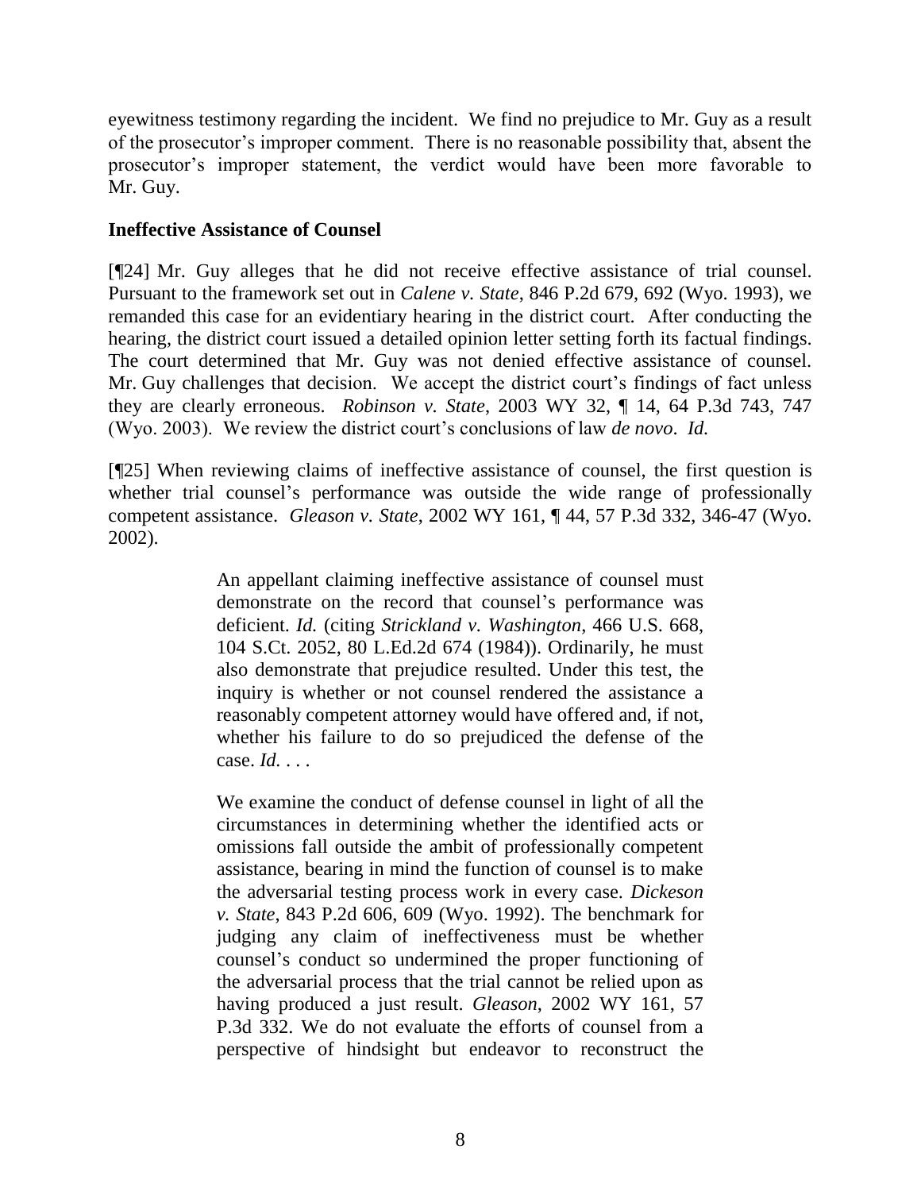eyewitness testimony regarding the incident. We find no prejudice to Mr. Guy as a result of the prosecutor's improper comment. There is no reasonable possibility that, absent the prosecutor's improper statement, the verdict would have been more favorable to Mr. Guy.

**Ineffective Assistance of Counsel**

[¶24] Mr. Guy alleges that he did not receive effective assistance of trial counsel. Pursuant to the framework set out in *Calene v. State*, 846 P.2d 679, 692 (Wyo. 1993), we remanded this case for an evidentiary hearing in the district court. After conducting the hearing, the district court issued a detailed opinion letter setting forth its factual findings. The court determined that Mr. Guy was not denied effective assistance of counsel. Mr. Guy challenges that decision. We accept the district court's findings of fact unless they are clearly erroneous. *Robinson v. State*, 2003 WY 32, ¶ 14, 64 P.3d 743, 747 (Wyo. 2003). We review the district court's conclusions of law *de novo*. *Id.*

[¶25] When reviewing claims of ineffective assistance of counsel, the first question is whether trial counsel's performance was outside the wide range of professionally competent assistance. *Gleason v. State*, 2002 WY 161, ¶ 44, 57 P.3d 332, 346-47 (Wyo. 2002).

> An appellant claiming ineffective assistance of counsel must demonstrate on the record that counsel's performance was deficient. *Id.* (citing *Strickland v. Washington*, 466 U.S. 668, 104 S.Ct. 2052, 80 L.Ed.2d 674 (1984)). Ordinarily, he must also demonstrate that prejudice resulted. Under this test, the inquiry is whether or not counsel rendered the assistance a reasonably competent attorney would have offered and, if not, whether his failure to do so prejudiced the defense of the case. *Id.* . . .
>
> We examine the conduct of defense counsel in light of all the circumstances in determining whether the identified acts or omissions fall outside the ambit of professionally competent assistance, bearing in mind the function of counsel is to make the adversarial testing process work in every case. *Dickeson v. State*, 843 P.2d 606, 609 (Wyo. 1992). The benchmark for judging any claim of ineffectiveness must be whether counsel's conduct so undermined the proper functioning of the adversarial process that the trial cannot be relied upon as having produced a just result. *Gleason*, 2002 WY 161, 57 P.3d 332. We do not evaluate the efforts of counsel from a perspective of hindsight but endeavor to reconstruct the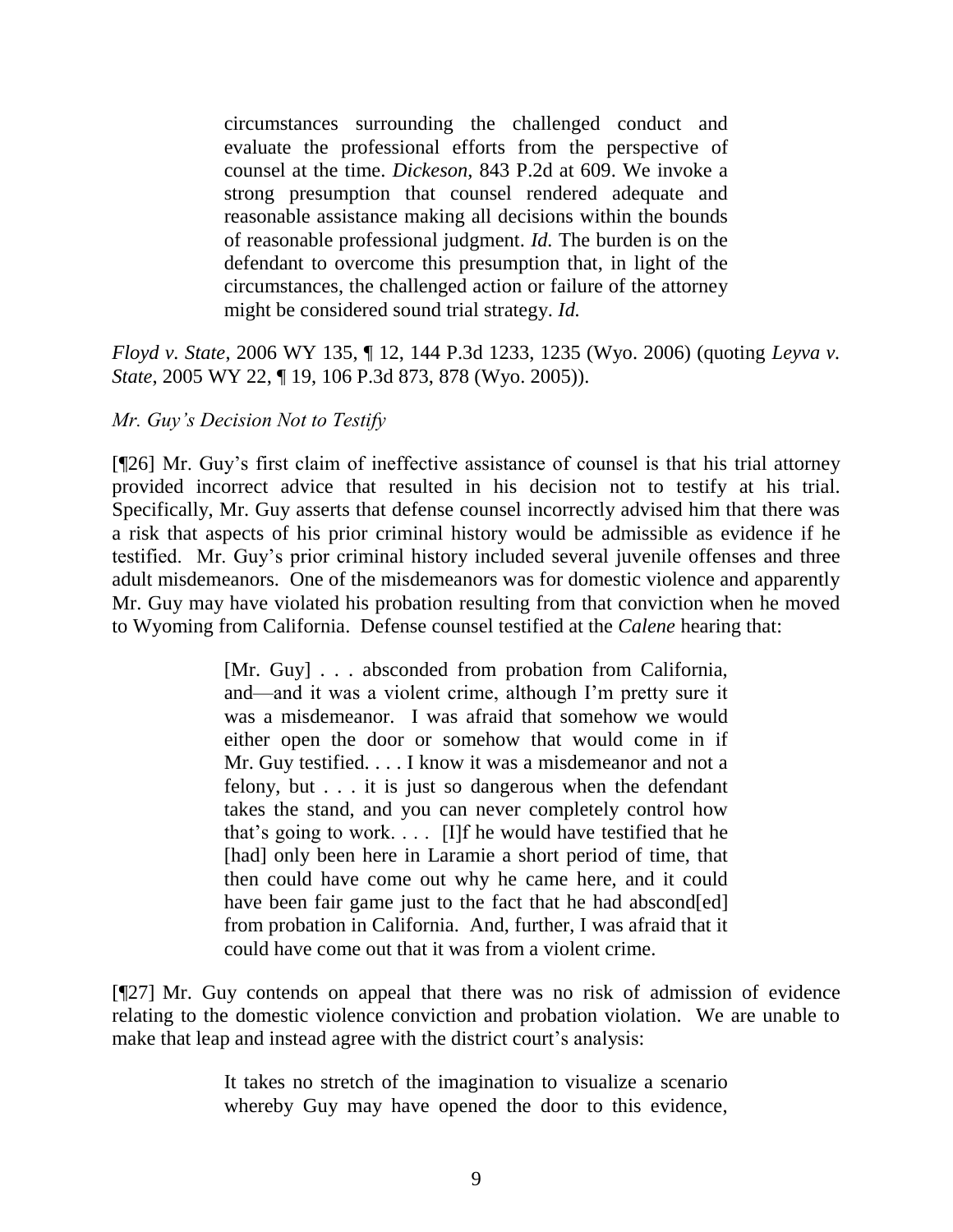> circumstances surrounding the challenged conduct and evaluate the professional efforts from the perspective of counsel at the time. *Dickeson*, 843 P.2d at 609. We invoke a strong presumption that counsel rendered adequate and reasonable assistance making all decisions within the bounds of reasonable professional judgment. *Id.* The burden is on the defendant to overcome this presumption that, in light of the circumstances, the challenged action or failure of the attorney might be considered sound trial strategy. *Id.*

*Floyd v. State*, 2006 WY 135, ¶ 12, 144 P.3d 1233, 1235 (Wyo. 2006) (quoting *Leyva v. State*, 2005 WY 22, ¶ 19, 106 P.3d 873, 878 (Wyo. 2005)).

*Mr. Guy's Decision Not to Testify*

[¶26] Mr. Guy's first claim of ineffective assistance of counsel is that his trial attorney provided incorrect advice that resulted in his decision not to testify at his trial. Specifically, Mr. Guy asserts that defense counsel incorrectly advised him that there was a risk that aspects of his prior criminal history would be admissible as evidence if he testified. Mr. Guy's prior criminal history included several juvenile offenses and three adult misdemeanors. One of the misdemeanors was for domestic violence and apparently Mr. Guy may have violated his probation resulting from that conviction when he moved to Wyoming from California. Defense counsel testified at the *Calene* hearing that:

> [Mr. Guy] . . . absconded from probation from California, and—and it was a violent crime, although I'm pretty sure it was a misdemeanor. I was afraid that somehow we would either open the door or somehow that would come in if Mr. Guy testified. . . . I know it was a misdemeanor and not a felony, but . . . it is just so dangerous when the defendant takes the stand, and you can never completely control how that's going to work. . . . [I]f he would have testified that he [had] only been here in Laramie a short period of time, that then could have come out why he came here, and it could have been fair game just to the fact that he had abscond[ed] from probation in California. And, further, I was afraid that it could have come out that it was from a violent crime.

[¶27] Mr. Guy contends on appeal that there was no risk of admission of evidence relating to the domestic violence conviction and probation violation. We are unable to make that leap and instead agree with the district court's analysis:

> It takes no stretch of the imagination to visualize a scenario whereby Guy may have opened the door to this evidence,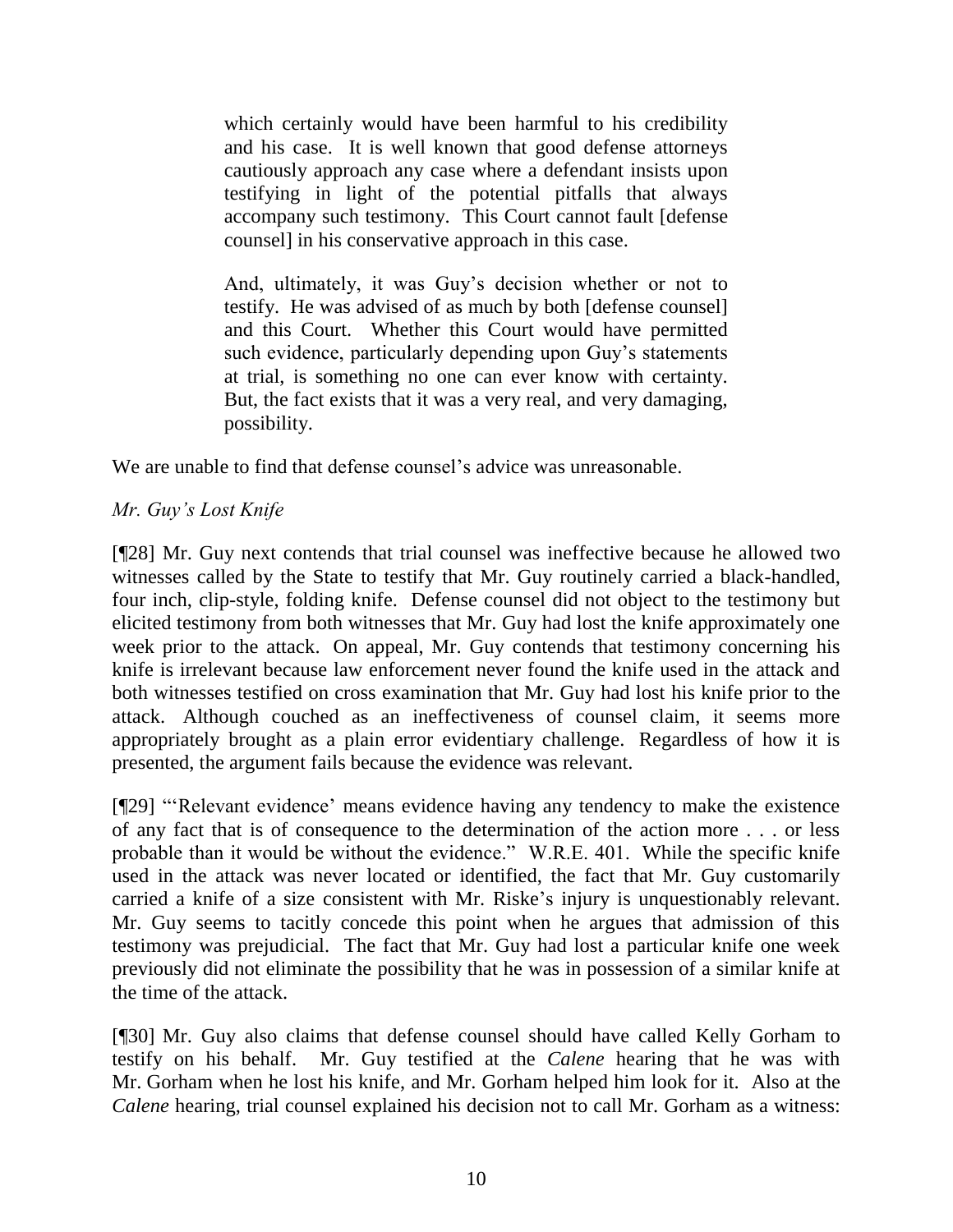> which certainly would have been harmful to his credibility and his case. It is well known that good defense attorneys cautiously approach any case where a defendant insists upon testifying in light of the potential pitfalls that always accompany such testimony. This Court cannot fault [defense counsel] in his conservative approach in this case.
>
> And, ultimately, it was Guy's decision whether or not to testify. He was advised of as much by both [defense counsel] and this Court. Whether this Court would have permitted such evidence, particularly depending upon Guy's statements at trial, is something no one can ever know with certainty. But, the fact exists that it was a very real, and very damaging, possibility.

We are unable to find that defense counsel's advice was unreasonable.

*Mr. Guy's Lost Knife*

[¶28] Mr. Guy next contends that trial counsel was ineffective because he allowed two witnesses called by the State to testify that Mr. Guy routinely carried a black-handled, four inch, clip-style, folding knife. Defense counsel did not object to the testimony but elicited testimony from both witnesses that Mr. Guy had lost the knife approximately one week prior to the attack. On appeal, Mr. Guy contends that testimony concerning his knife is irrelevant because law enforcement never found the knife used in the attack and both witnesses testified on cross examination that Mr. Guy had lost his knife prior to the attack. Although couched as an ineffectiveness of counsel claim, it seems more appropriately brought as a plain error evidentiary challenge. Regardless of how it is presented, the argument fails because the evidence was relevant.

[¶29] "'Relevant evidence' means evidence having any tendency to make the existence of any fact that is of consequence to the determination of the action more . . . or less probable than it would be without the evidence." W.R.E. 401. While the specific knife used in the attack was never located or identified, the fact that Mr. Guy customarily carried a knife of a size consistent with Mr. Riske's injury is unquestionably relevant. Mr. Guy seems to tacitly concede this point when he argues that admission of this testimony was prejudicial. The fact that Mr. Guy had lost a particular knife one week previously did not eliminate the possibility that he was in possession of a similar knife at the time of the attack.

[¶30] Mr. Guy also claims that defense counsel should have called Kelly Gorham to testify on his behalf. Mr. Guy testified at the *Calene* hearing that he was with Mr. Gorham when he lost his knife, and Mr. Gorham helped him look for it. Also at the *Calene* hearing, trial counsel explained his decision not to call Mr. Gorham as a witness: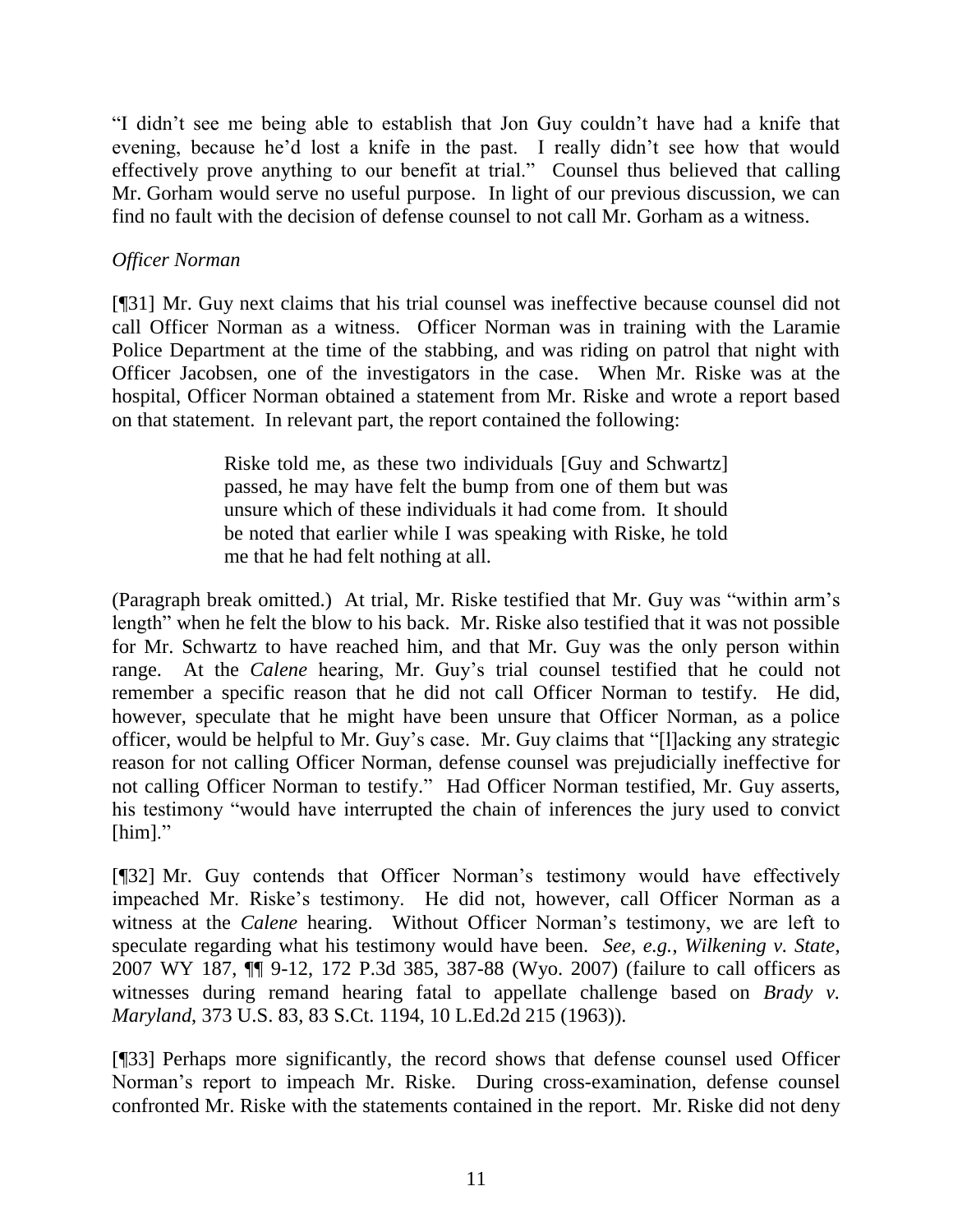"I didn't see me being able to establish that Jon Guy couldn't have had a knife that evening, because he'd lost a knife in the past. I really didn't see how that would effectively prove anything to our benefit at trial." Counsel thus believed that calling Mr. Gorham would serve no useful purpose. In light of our previous discussion, we can find no fault with the decision of defense counsel to not call Mr. Gorham as a witness.

*Officer Norman*

[¶31] Mr. Guy next claims that his trial counsel was ineffective because counsel did not call Officer Norman as a witness. Officer Norman was in training with the Laramie Police Department at the time of the stabbing, and was riding on patrol that night with Officer Jacobsen, one of the investigators in the case. When Mr. Riske was at the hospital, Officer Norman obtained a statement from Mr. Riske and wrote a report based on that statement. In relevant part, the report contained the following:

> Riske told me, as these two individuals [Guy and Schwartz] passed, he may have felt the bump from one of them but was unsure which of these individuals it had come from. It should be noted that earlier while I was speaking with Riske, he told me that he had felt nothing at all.

(Paragraph break omitted.) At trial, Mr. Riske testified that Mr. Guy was "within arm's length" when he felt the blow to his back. Mr. Riske also testified that it was not possible for Mr. Schwartz to have reached him, and that Mr. Guy was the only person within range. At the *Calene* hearing, Mr. Guy's trial counsel testified that he could not remember a specific reason that he did not call Officer Norman to testify. He did, however, speculate that he might have been unsure that Officer Norman, as a police officer, would be helpful to Mr. Guy's case. Mr. Guy claims that "[l]acking any strategic reason for not calling Officer Norman, defense counsel was prejudicially ineffective for not calling Officer Norman to testify." Had Officer Norman testified, Mr. Guy asserts, his testimony "would have interrupted the chain of inferences the jury used to convict [him]."

[¶32] Mr. Guy contends that Officer Norman's testimony would have effectively impeached Mr. Riske's testimony. He did not, however, call Officer Norman as a witness at the *Calene* hearing. Without Officer Norman's testimony, we are left to speculate regarding what his testimony would have been. *See, e.g., Wilkening v. State*, 2007 WY 187, ¶¶ 9-12, 172 P.3d 385, 387-88 (Wyo. 2007) (failure to call officers as witnesses during remand hearing fatal to appellate challenge based on *Brady v. Maryland*, 373 U.S. 83, 83 S.Ct. 1194, 10 L.Ed.2d 215 (1963)).

[¶33] Perhaps more significantly, the record shows that defense counsel used Officer Norman's report to impeach Mr. Riske. During cross-examination, defense counsel confronted Mr. Riske with the statements contained in the report. Mr. Riske did not deny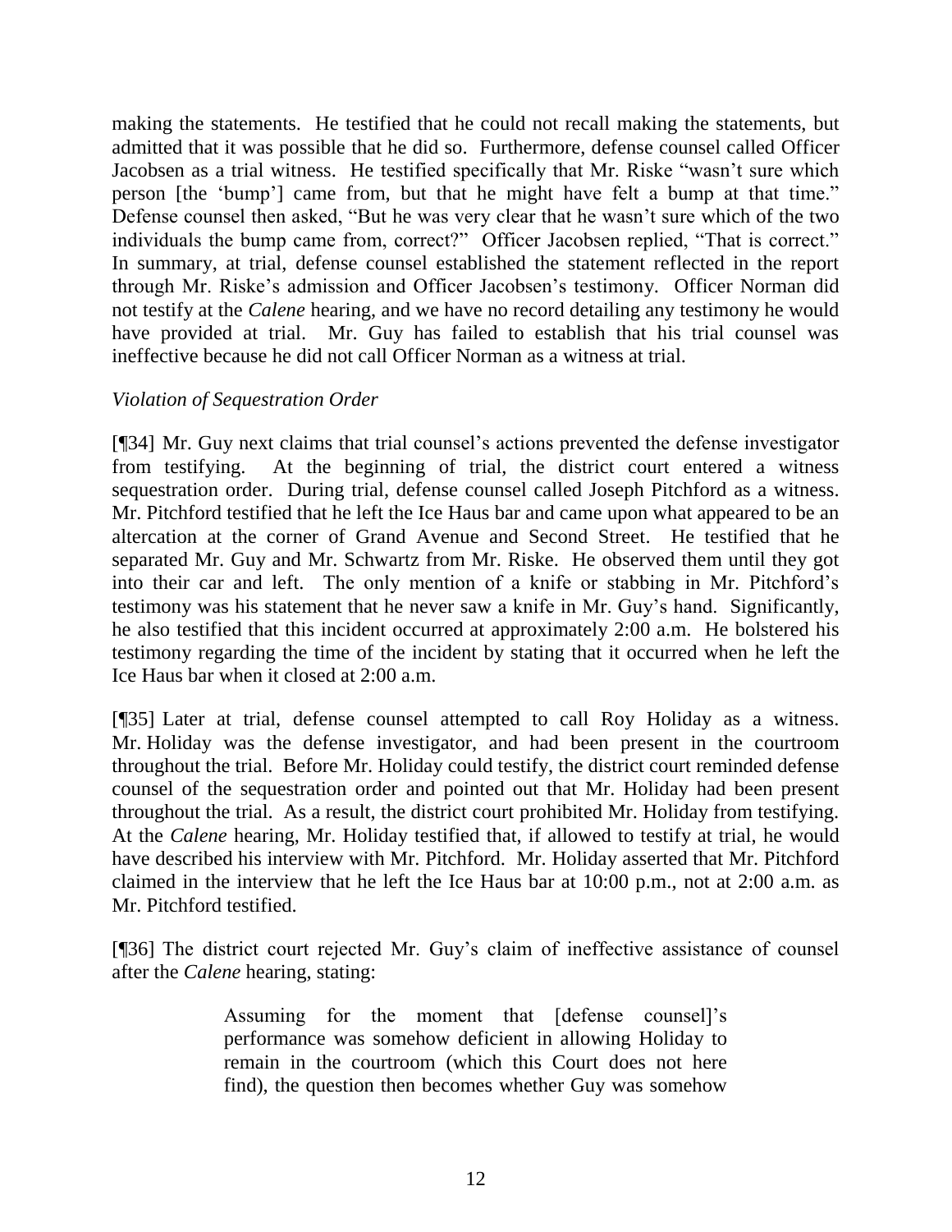making the statements. He testified that he could not recall making the statements, but admitted that it was possible that he did so. Furthermore, defense counsel called Officer Jacobsen as a trial witness. He testified specifically that Mr. Riske "wasn't sure which person [the 'bump'] came from, but that he might have felt a bump at that time." Defense counsel then asked, "But he was very clear that he wasn't sure which of the two individuals the bump came from, correct?" Officer Jacobsen replied, "That is correct." In summary, at trial, defense counsel established the statement reflected in the report through Mr. Riske's admission and Officer Jacobsen's testimony. Officer Norman did not testify at the *Calene* hearing, and we have no record detailing any testimony he would have provided at trial. Mr. Guy has failed to establish that his trial counsel was ineffective because he did not call Officer Norman as a witness at trial.

*Violation of Sequestration Order*

[¶34] Mr. Guy next claims that trial counsel's actions prevented the defense investigator from testifying. At the beginning of trial, the district court entered a witness sequestration order. During trial, defense counsel called Joseph Pitchford as a witness. Mr. Pitchford testified that he left the Ice Haus bar and came upon what appeared to be an altercation at the corner of Grand Avenue and Second Street. He testified that he separated Mr. Guy and Mr. Schwartz from Mr. Riske. He observed them until they got into their car and left. The only mention of a knife or stabbing in Mr. Pitchford's testimony was his statement that he never saw a knife in Mr. Guy's hand. Significantly, he also testified that this incident occurred at approximately 2:00 a.m. He bolstered his testimony regarding the time of the incident by stating that it occurred when he left the Ice Haus bar when it closed at 2:00 a.m.

[¶35] Later at trial, defense counsel attempted to call Roy Holiday as a witness. Mr. Holiday was the defense investigator, and had been present in the courtroom throughout the trial. Before Mr. Holiday could testify, the district court reminded defense counsel of the sequestration order and pointed out that Mr. Holiday had been present throughout the trial. As a result, the district court prohibited Mr. Holiday from testifying. At the *Calene* hearing, Mr. Holiday testified that, if allowed to testify at trial, he would have described his interview with Mr. Pitchford. Mr. Holiday asserted that Mr. Pitchford claimed in the interview that he left the Ice Haus bar at 10:00 p.m., not at 2:00 a.m. as Mr. Pitchford testified.

[¶36] The district court rejected Mr. Guy's claim of ineffective assistance of counsel after the *Calene* hearing, stating:

> Assuming for the moment that [defense counsel]'s performance was somehow deficient in allowing Holiday to remain in the courtroom (which this Court does not here find), the question then becomes whether Guy was somehow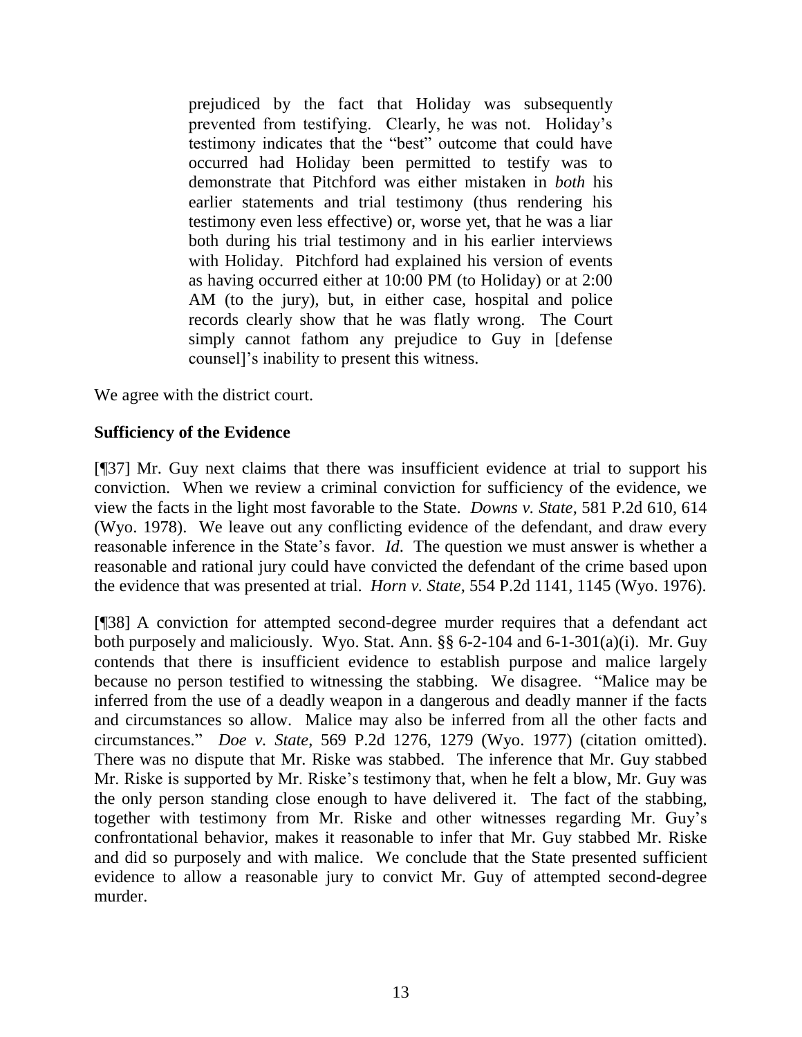> prejudiced by the fact that Holiday was subsequently prevented from testifying. Clearly, he was not. Holiday's testimony indicates that the "best" outcome that could have occurred had Holiday been permitted to testify was to demonstrate that Pitchford was either mistaken in *both* his earlier statements and trial testimony (thus rendering his testimony even less effective) or, worse yet, that he was a liar both during his trial testimony and in his earlier interviews with Holiday. Pitchford had explained his version of events as having occurred either at 10:00 PM (to Holiday) or at 2:00 AM (to the jury), but, in either case, hospital and police records clearly show that he was flatly wrong. The Court simply cannot fathom any prejudice to Guy in [defense counsel]'s inability to present this witness.

We agree with the district court.

**Sufficiency of the Evidence**

[¶37] Mr. Guy next claims that there was insufficient evidence at trial to support his conviction. When we review a criminal conviction for sufficiency of the evidence, we view the facts in the light most favorable to the State. *Downs v. State*, 581 P.2d 610, 614 (Wyo. 1978). We leave out any conflicting evidence of the defendant, and draw every reasonable inference in the State's favor. *Id.* The question we must answer is whether a reasonable and rational jury could have convicted the defendant of the crime based upon the evidence that was presented at trial. *Horn v. State*, 554 P.2d 1141, 1145 (Wyo. 1976).

[¶38] A conviction for attempted second-degree murder requires that a defendant act both purposely and maliciously. Wyo. Stat. Ann. §§ 6-2-104 and 6-1-301(a)(i). Mr. Guy contends that there is insufficient evidence to establish purpose and malice largely because no person testified to witnessing the stabbing. We disagree. "Malice may be inferred from the use of a deadly weapon in a dangerous and deadly manner if the facts and circumstances so allow. Malice may also be inferred from all the other facts and circumstances." *Doe v. State*, 569 P.2d 1276, 1279 (Wyo. 1977) (citation omitted). There was no dispute that Mr. Riske was stabbed. The inference that Mr. Guy stabbed Mr. Riske is supported by Mr. Riske's testimony that, when he felt a blow, Mr. Guy was the only person standing close enough to have delivered it. The fact of the stabbing, together with testimony from Mr. Riske and other witnesses regarding Mr. Guy's confrontational behavior, makes it reasonable to infer that Mr. Guy stabbed Mr. Riske and did so purposely and with malice. We conclude that the State presented sufficient evidence to allow a reasonable jury to convict Mr. Guy of attempted second-degree murder.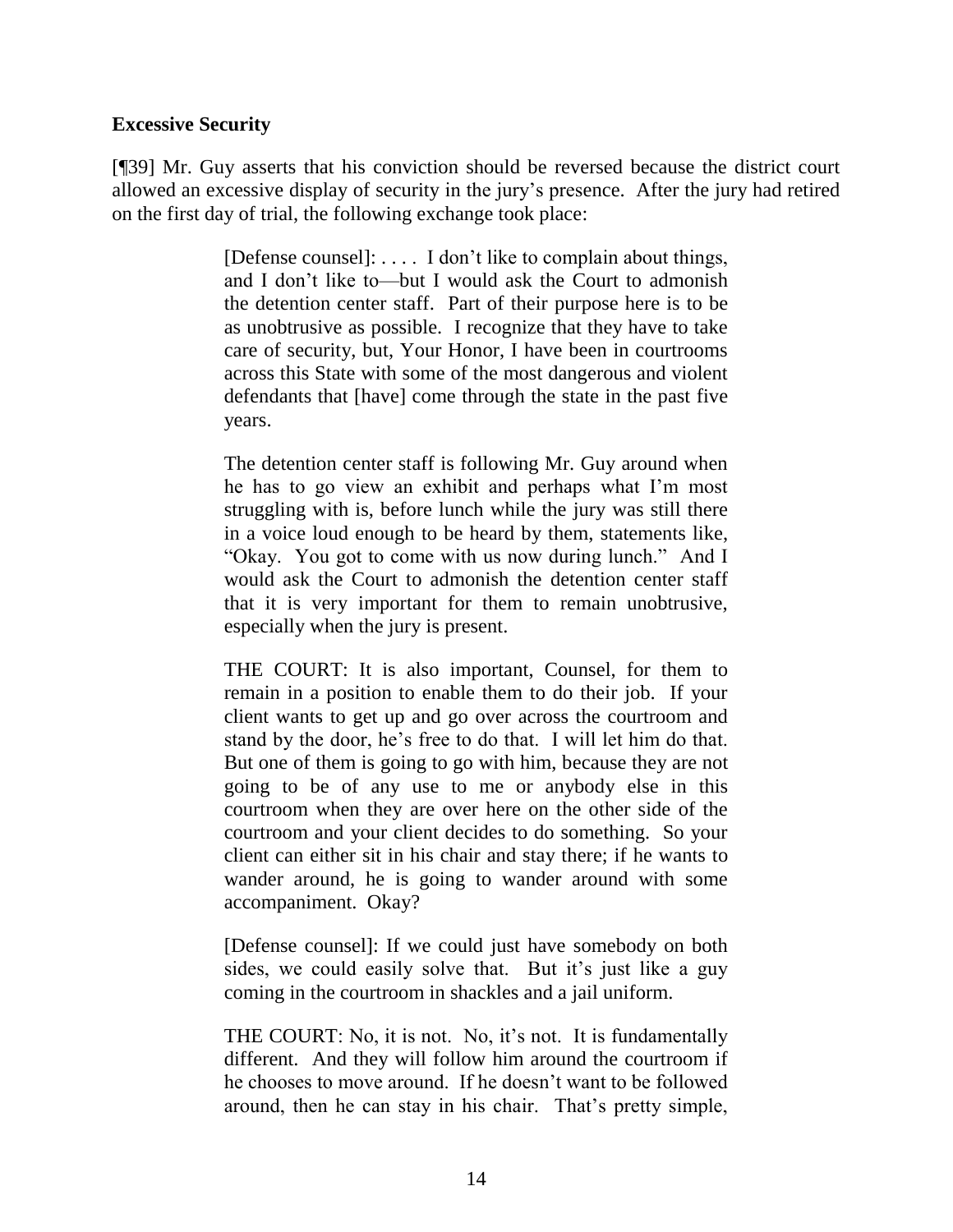**Excessive Security**

[¶39] Mr. Guy asserts that his conviction should be reversed because the district court allowed an excessive display of security in the jury's presence. After the jury had retired on the first day of trial, the following exchange took place:

> [Defense counsel]: . . . . I don't like to complain about things, and I don't like to—but I would ask the Court to admonish the detention center staff. Part of their purpose here is to be as unobtrusive as possible. I recognize that they have to take care of security, but, Your Honor, I have been in courtrooms across this State with some of the most dangerous and violent defendants that [have] come through the state in the past five years.
>
> The detention center staff is following Mr. Guy around when he has to go view an exhibit and perhaps what I'm most struggling with is, before lunch while the jury was still there in a voice loud enough to be heard by them, statements like, "Okay. You got to come with us now during lunch." And I would ask the Court to admonish the detention center staff that it is very important for them to remain unobtrusive, especially when the jury is present.
>
> THE COURT: It is also important, Counsel, for them to remain in a position to enable them to do their job. If your client wants to get up and go over across the courtroom and stand by the door, he's free to do that. I will let him do that. But one of them is going to go with him, because they are not going to be of any use to me or anybody else in this courtroom when they are over here on the other side of the courtroom and your client decides to do something. So your client can either sit in his chair and stay there; if he wants to wander around, he is going to wander around with some accompaniment. Okay?
>
> [Defense counsel]: If we could just have somebody on both sides, we could easily solve that. But it's just like a guy coming in the courtroom in shackles and a jail uniform.
>
> THE COURT: No, it is not. No, it's not. It is fundamentally different. And they will follow him around the courtroom if he chooses to move around. If he doesn't want to be followed around, then he can stay in his chair. That's pretty simple,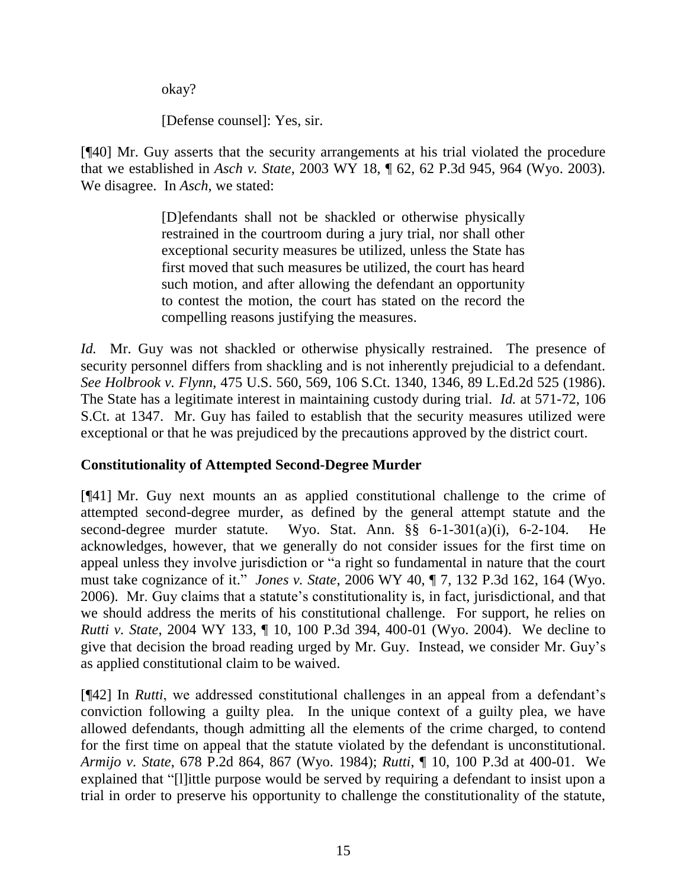okay?

[Defense counsel]: Yes, sir.

[¶40] Mr. Guy asserts that the security arrangements at his trial violated the procedure that we established in *Asch v. State*, 2003 WY 18, ¶ 62, 62 P.3d 945, 964 (Wyo. 2003). We disagree. In *Asch*, we stated:

> [D]efendants shall not be shackled or otherwise physically restrained in the courtroom during a jury trial, nor shall other exceptional security measures be utilized, unless the State has first moved that such measures be utilized, the court has heard such motion, and after allowing the defendant an opportunity to contest the motion, the court has stated on the record the compelling reasons justifying the measures.

*Id.* Mr. Guy was not shackled or otherwise physically restrained. The presence of security personnel differs from shackling and is not inherently prejudicial to a defendant. *See Holbrook v. Flynn*, 475 U.S. 560, 569, 106 S.Ct. 1340, 1346, 89 L.Ed.2d 525 (1986). The State has a legitimate interest in maintaining custody during trial. *Id.* at 571-72, 106 S.Ct. at 1347. Mr. Guy has failed to establish that the security measures utilized were exceptional or that he was prejudiced by the precautions approved by the district court.

### Constitutionality of Attempted Second-Degree Murder

[¶41] Mr. Guy next mounts an as applied constitutional challenge to the crime of attempted second-degree murder, as defined by the general attempt statute and the second-degree murder statute. Wyo. Stat. Ann. §§ 6-1-301(a)(i), 6-2-104. He acknowledges, however, that we generally do not consider issues for the first time on appeal unless they involve jurisdiction or "a right so fundamental in nature that the court must take cognizance of it." *Jones v. State*, 2006 WY 40, ¶ 7, 132 P.3d 162, 164 (Wyo. 2006). Mr. Guy claims that a statute's constitutionality is, in fact, jurisdictional, and that we should address the merits of his constitutional challenge. For support, he relies on *Rutti v. State*, 2004 WY 133, ¶ 10, 100 P.3d 394, 400-01 (Wyo. 2004). We decline to give that decision the broad reading urged by Mr. Guy. Instead, we consider Mr. Guy's as applied constitutional claim to be waived.

[¶42] In *Rutti*, we addressed constitutional challenges in an appeal from a defendant's conviction following a guilty plea. In the unique context of a guilty plea, we have allowed defendants, though admitting all the elements of the crime charged, to contend for the first time on appeal that the statute violated by the defendant is unconstitutional. *Armijo v. State*, 678 P.2d 864, 867 (Wyo. 1984); *Rutti*, ¶ 10, 100 P.3d at 400-01. We explained that "[l]ittle purpose would be served by requiring a defendant to insist upon a trial in order to preserve his opportunity to challenge the constitutionality of the statute,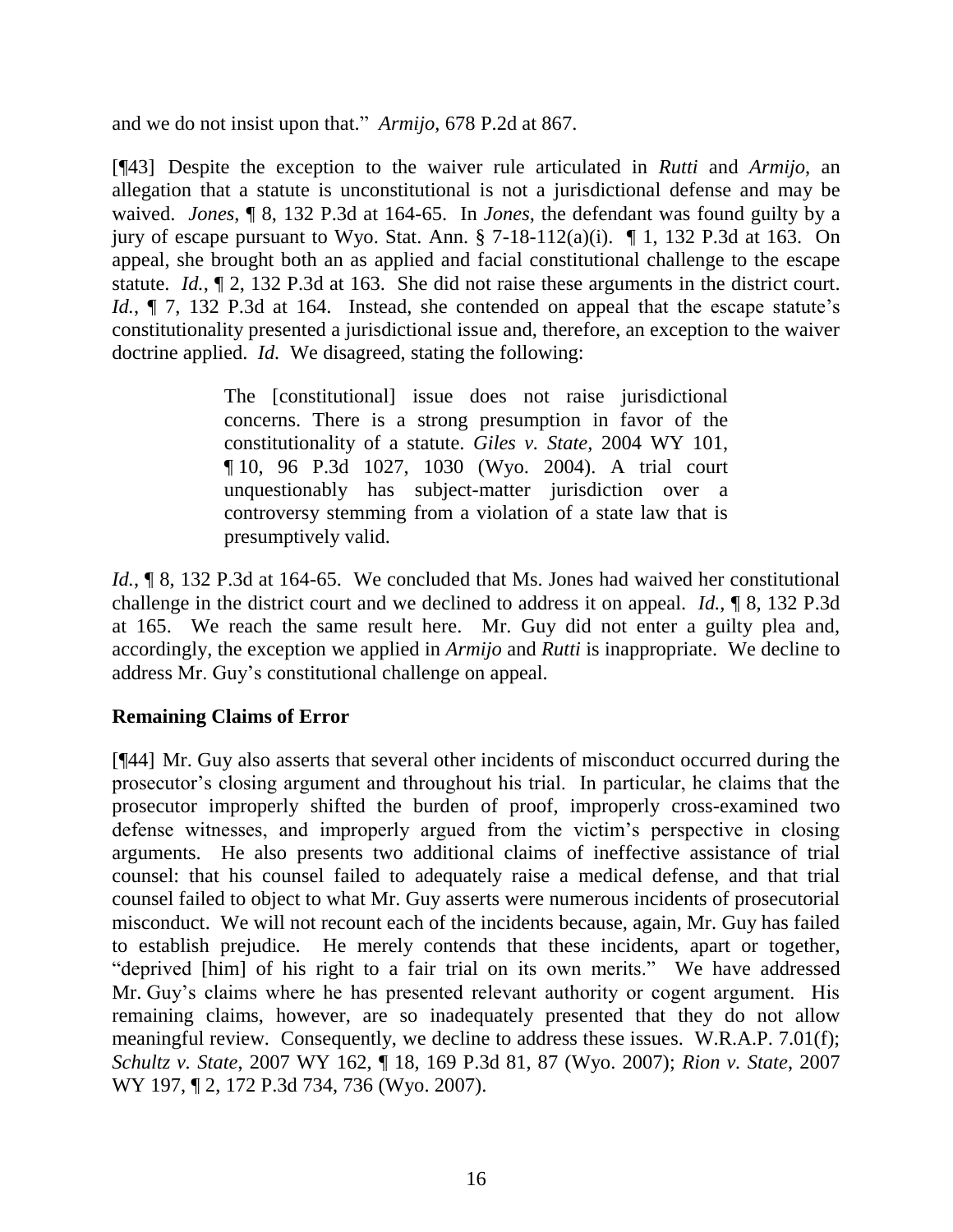and we do not insist upon that." *Armijo*, 678 P.2d at 867.

[¶43] Despite the exception to the waiver rule articulated in *Rutti* and *Armijo*, an allegation that a statute is unconstitutional is not a jurisdictional defense and may be waived. *Jones*, ¶ 8, 132 P.3d at 164-65. In *Jones*, the defendant was found guilty by a jury of escape pursuant to Wyo. Stat. Ann. § 7-18-112(a)(i). ¶ 1, 132 P.3d at 163. On appeal, she brought both an as applied and facial constitutional challenge to the escape statute. *Id.*, ¶ 2, 132 P.3d at 163. She did not raise these arguments in the district court. *Id.*, ¶ 7, 132 P.3d at 164. Instead, she contended on appeal that the escape statute's constitutionality presented a jurisdictional issue and, therefore, an exception to the waiver doctrine applied. *Id.* We disagreed, stating the following:

> The [constitutional] issue does not raise jurisdictional concerns. There is a strong presumption in favor of the constitutionality of a statute. *Giles v. State,* 2004 WY 101, ¶ 10, 96 P.3d 1027, 1030 (Wyo. 2004). A trial court unquestionably has subject-matter jurisdiction over a controversy stemming from a violation of a state law that is presumptively valid.

*Id.*, ¶ 8, 132 P.3d at 164-65. We concluded that Ms. Jones had waived her constitutional challenge in the district court and we declined to address it on appeal. *Id.*, ¶ 8, 132 P.3d at 165. We reach the same result here. Mr. Guy did not enter a guilty plea and, accordingly, the exception we applied in *Armijo* and *Rutti* is inappropriate. We decline to address Mr. Guy's constitutional challenge on appeal.

**Remaining Claims of Error**

[¶44] Mr. Guy also asserts that several other incidents of misconduct occurred during the prosecutor's closing argument and throughout his trial. In particular, he claims that the prosecutor improperly shifted the burden of proof, improperly cross-examined two defense witnesses, and improperly argued from the victim's perspective in closing arguments. He also presents two additional claims of ineffective assistance of trial counsel: that his counsel failed to adequately raise a medical defense, and that trial counsel failed to object to what Mr. Guy asserts were numerous incidents of prosecutorial misconduct. We will not recount each of the incidents because, again, Mr. Guy has failed to establish prejudice. He merely contends that these incidents, apart or together, "deprived [him] of his right to a fair trial on its own merits." We have addressed Mr. Guy's claims where he has presented relevant authority or cogent argument. His remaining claims, however, are so inadequately presented that they do not allow meaningful review. Consequently, we decline to address these issues. W.R.A.P. 7.01(f); *Schultz v. State*, 2007 WY 162, ¶ 18, 169 P.3d 81, 87 (Wyo. 2007); *Rion v. State*, 2007 WY 197, ¶ 2, 172 P.3d 734, 736 (Wyo. 2007).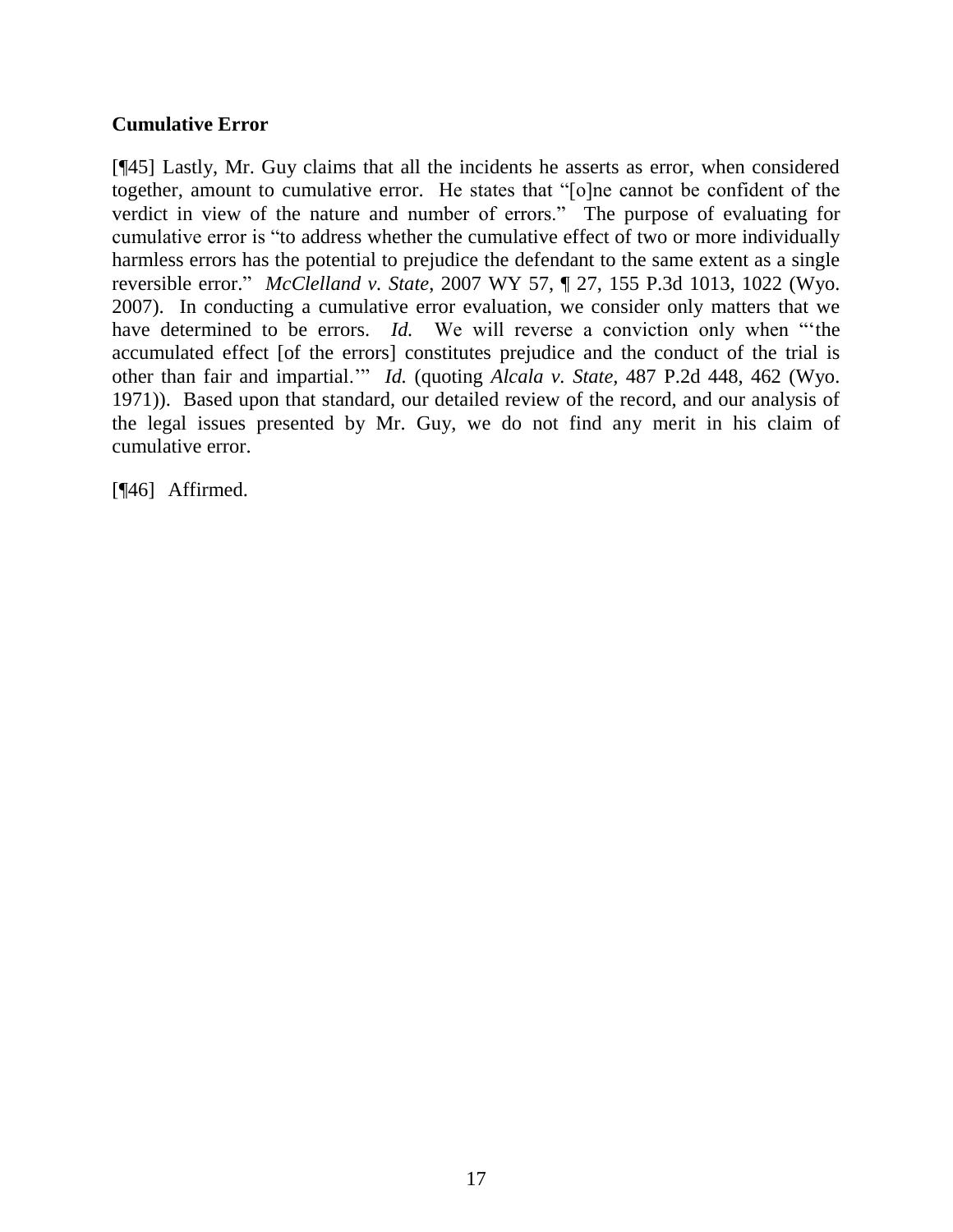**Cumulative Error**

[¶45] Lastly, Mr. Guy claims that all the incidents he asserts as error, when considered together, amount to cumulative error. He states that "[o]ne cannot be confident of the verdict in view of the nature and number of errors." The purpose of evaluating for cumulative error is "to address whether the cumulative effect of two or more individually harmless errors has the potential to prejudice the defendant to the same extent as a single reversible error." *McClelland v. State*, 2007 WY 57, ¶ 27, 155 P.3d 1013, 1022 (Wyo. 2007). In conducting a cumulative error evaluation, we consider only matters that we have determined to be errors. *Id.* We will reverse a conviction only when "'the accumulated effect [of the errors] constitutes prejudice and the conduct of the trial is other than fair and impartial.'" *Id.* (quoting *Alcala v. State*, 487 P.2d 448, 462 (Wyo. 1971)). Based upon that standard, our detailed review of the record, and our analysis of the legal issues presented by Mr. Guy, we do not find any merit in his claim of cumulative error.

[¶46] Affirmed.